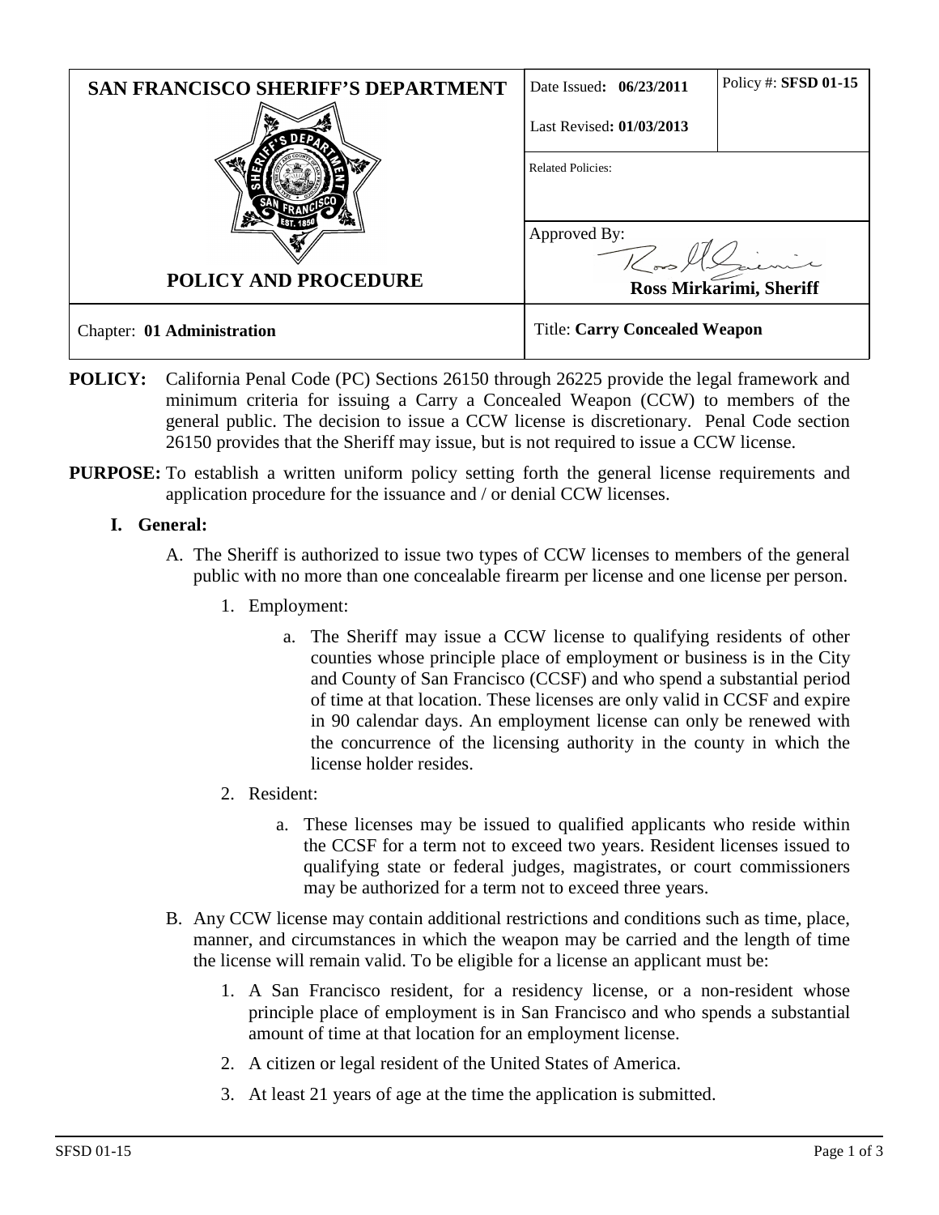| SAN FRANCISCO SHERIFF'S DEPARTMENT | Date Issued: **06/23/2011** | Policy #: **SFSD 01-15** |
| --- | --- | --- |
| | Last Revised: **01/03/2013** | |
| | Related Policies: | |
| **POLICY AND PROCEDURE** | Approved By: **Ross Mirkarimi, Sheriff** | |
| Chapter: **01 Administration** | Title: **Carry Concealed Weapon** | |

**POLICY:** California Penal Code (PC) Sections 26150 through 26225 provide the legal framework and minimum criteria for issuing a Carry a Concealed Weapon (CCW) to members of the general public. The decision to issue a CCW license is discretionary. Penal Code section 26150 provides that the Sheriff may issue, but is not required to issue a CCW license.

**PURPOSE:** To establish a written uniform policy setting forth the general license requirements and application procedure for the issuance and / or denial CCW licenses.

**I. General:**

A. The Sheriff is authorized to issue two types of CCW licenses to members of the general public with no more than one concealable firearm per license and one license per person.

1. Employment:

   a. The Sheriff may issue a CCW license to qualifying residents of other counties whose principle place of employment or business is in the City and County of San Francisco (CCSF) and who spend a substantial period of time at that location. These licenses are only valid in CCSF and expire in 90 calendar days. An employment license can only be renewed with the concurrence of the licensing authority in the county in which the license holder resides.

2. Resident:

   a. These licenses may be issued to qualified applicants who reside within the CCSF for a term not to exceed two years. Resident licenses issued to qualifying state or federal judges, magistrates, or court commissioners may be authorized for a term not to exceed three years.

B. Any CCW license may contain additional restrictions and conditions such as time, place, manner, and circumstances in which the weapon may be carried and the length of time the license will remain valid. To be eligible for a license an applicant must be:

1. A San Francisco resident, for a residency license, or a non-resident whose principle place of employment is in San Francisco and who spends a substantial amount of time at that location for an employment license.
2. A citizen or legal resident of the United States of America.
3. At least 21 years of age at the time the application is submitted.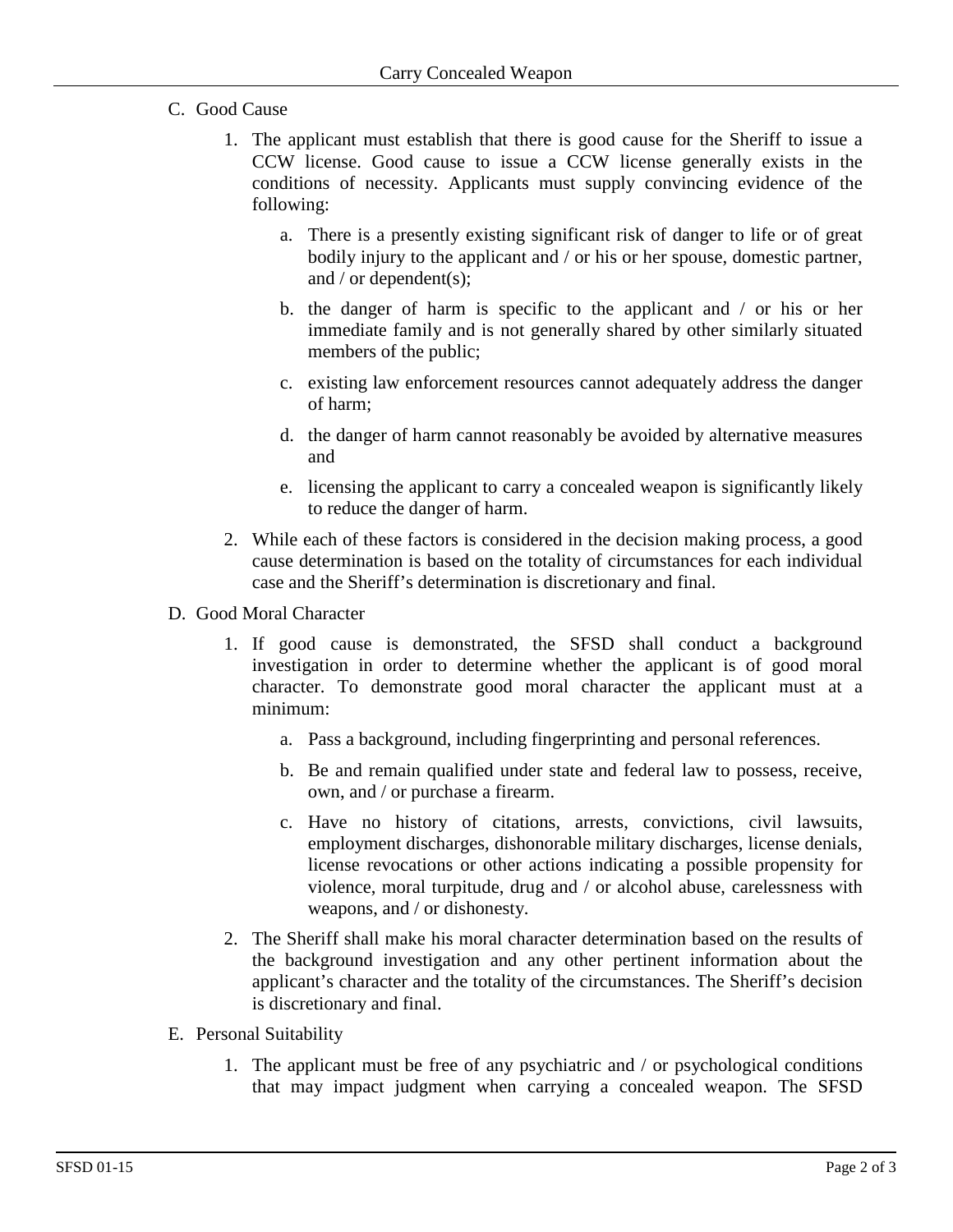C. Good Cause

1. The applicant must establish that there is good cause for the Sheriff to issue a CCW license. Good cause to issue a CCW license generally exists in the conditions of necessity. Applicants must supply convincing evidence of the following:

    a. There is a presently existing significant risk of danger to life or of great bodily injury to the applicant and / or his or her spouse, domestic partner, and / or dependent(s);

    b. the danger of harm is specific to the applicant and / or his or her immediate family and is not generally shared by other similarly situated members of the public;

    c. existing law enforcement resources cannot adequately address the danger of harm;

    d. the danger of harm cannot reasonably be avoided by alternative measures and

    e. licensing the applicant to carry a concealed weapon is significantly likely to reduce the danger of harm.

2. While each of these factors is considered in the decision making process, a good cause determination is based on the totality of circumstances for each individual case and the Sheriff's determination is discretionary and final.

D. Good Moral Character

1. If good cause is demonstrated, the SFSD shall conduct a background investigation in order to determine whether the applicant is of good moral character. To demonstrate good moral character the applicant must at a minimum:

    a. Pass a background, including fingerprinting and personal references.

    b. Be and remain qualified under state and federal law to possess, receive, own, and / or purchase a firearm.

    c. Have no history of citations, arrests, convictions, civil lawsuits, employment discharges, dishonorable military discharges, license denials, license revocations or other actions indicating a possible propensity for violence, moral turpitude, drug and / or alcohol abuse, carelessness with weapons, and / or dishonesty.

2. The Sheriff shall make his moral character determination based on the results of the background investigation and any other pertinent information about the applicant's character and the totality of the circumstances. The Sheriff's decision is discretionary and final.

E. Personal Suitability

1. The applicant must be free of any psychiatric and / or psychological conditions that may impact judgment when carrying a concealed weapon. The SFSD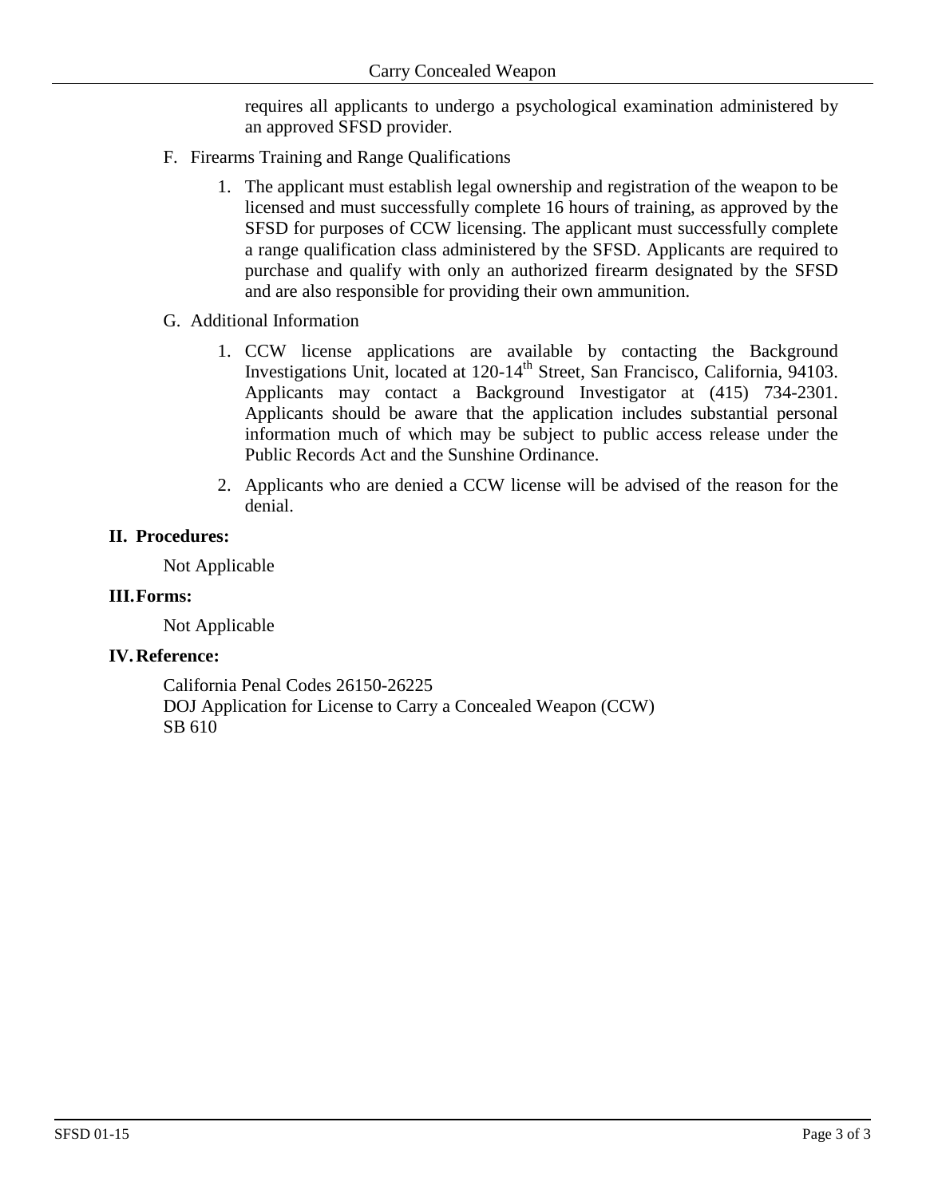requires all applicants to undergo a psychological examination administered by an approved SFSD provider.

F. Firearms Training and Range Qualifications

1. The applicant must establish legal ownership and registration of the weapon to be licensed and must successfully complete 16 hours of training, as approved by the SFSD for purposes of CCW licensing. The applicant must successfully complete a range qualification class administered by the SFSD. Applicants are required to purchase and qualify with only an authorized firearm designated by the SFSD and are also responsible for providing their own ammunition.

G. Additional Information

1. CCW license applications are available by contacting the Background Investigations Unit, located at 120-14th Street, San Francisco, California, 94103. Applicants may contact a Background Investigator at (415) 734-2301. Applicants should be aware that the application includes substantial personal information much of which may be subject to public access release under the Public Records Act and the Sunshine Ordinance.

2. Applicants who are denied a CCW license will be advised of the reason for the denial.

## II. Procedures:

Not Applicable

## III. Forms:

Not Applicable

## IV. Reference:

California Penal Codes 26150-26225
DOJ Application for License to Carry a Concealed Weapon (CCW)
SB 610